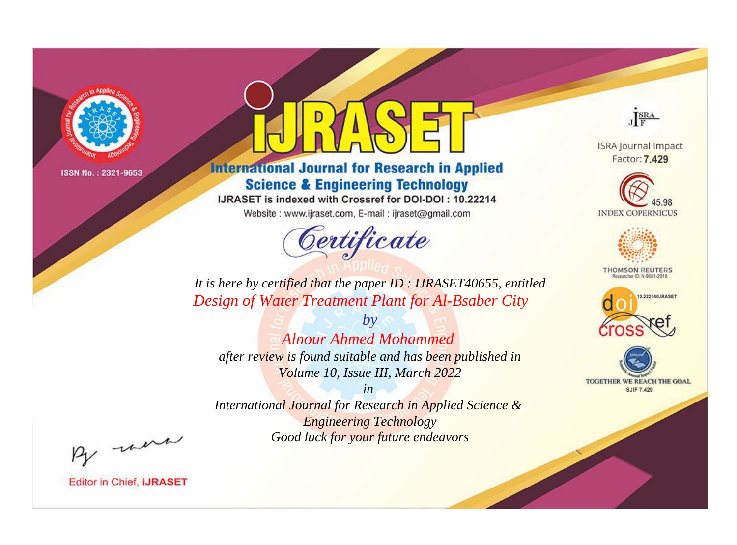ISSN No. : 2321-9653

# IJRASET

## International Journal for Research in Applied Science & Engineering Technology

IJRASET is indexed with Crossref for DOI-DOI : 10.22214

Website : www.ijraset.com, E-mail : ijraset@gmail.com

ISRA Journal Impact Factor: **7.429**

45.98 INDEX COPERNICUS

THOMSON REUTERS Researcher ID: N-9681-2016

10.22214/IJRASET

TOGETHER WE REACH THE GOAL SJIF 7.429

## Certificate

*It is here by certified that the paper ID : IJRASET40655, entitled*

*Design of Water Treatment Plant for Al-Bsaber City*

*by*

*Alnour Ahmed Mohammed*

*after review is found suitable and has been published in*

*Volume 10, Issue III, March 2022*

*in*

*International Journal for Research in Applied Science & Engineering Technology*

*Good luck for your future endeavors*

Editor in Chief, IJRASET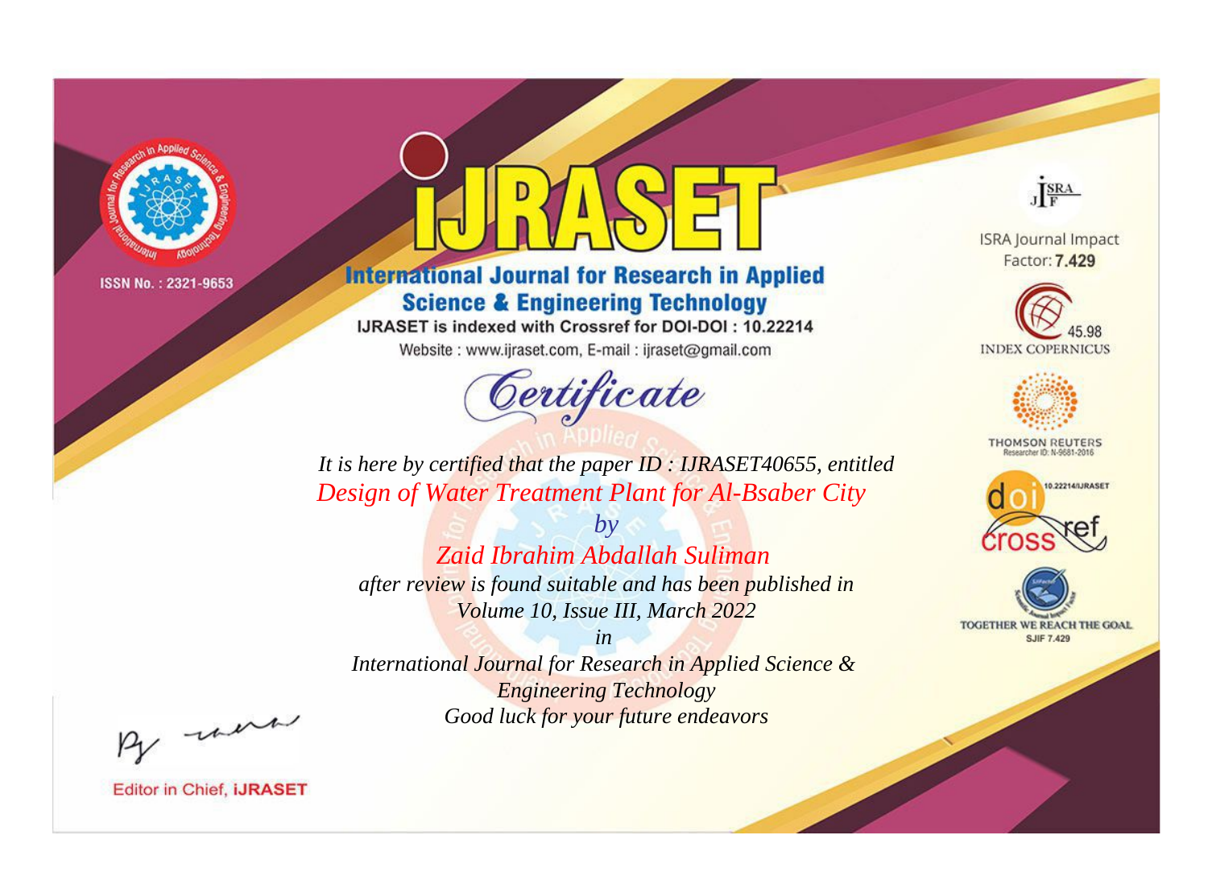ISSN No. : 2321-9653

# iJRASET

## International Journal for Research in Applied Science & Engineering Technology

IJRASET is indexed with Crossref for DOI-DOI : 10.22214

Website : www.ijraset.com, E-mail : ijraset@gmail.com

*Certificate*

*It is here by certified that the paper ID : IJRASET40655, entitled*

*Design of Water Treatment Plant for Al-Bsaber City*

*by*

*Zaid Ibrahim Abdallah Suliman*

*after review is found suitable and has been published in*

*Volume 10, Issue III, March 2022*

*in*

*International Journal for Research in Applied Science & Engineering Technology*

*Good luck for your future endeavors*

ISRA Journal Impact Factor: **7.429**

45.98 INDEX COPERNICUS

THOMSON REUTERS Researcher ID: N-9681-2016

10.22214/IJRASET

TOGETHER WE REACH THE GOAL SJIF 7.429

Editor in Chief, **iJRASET**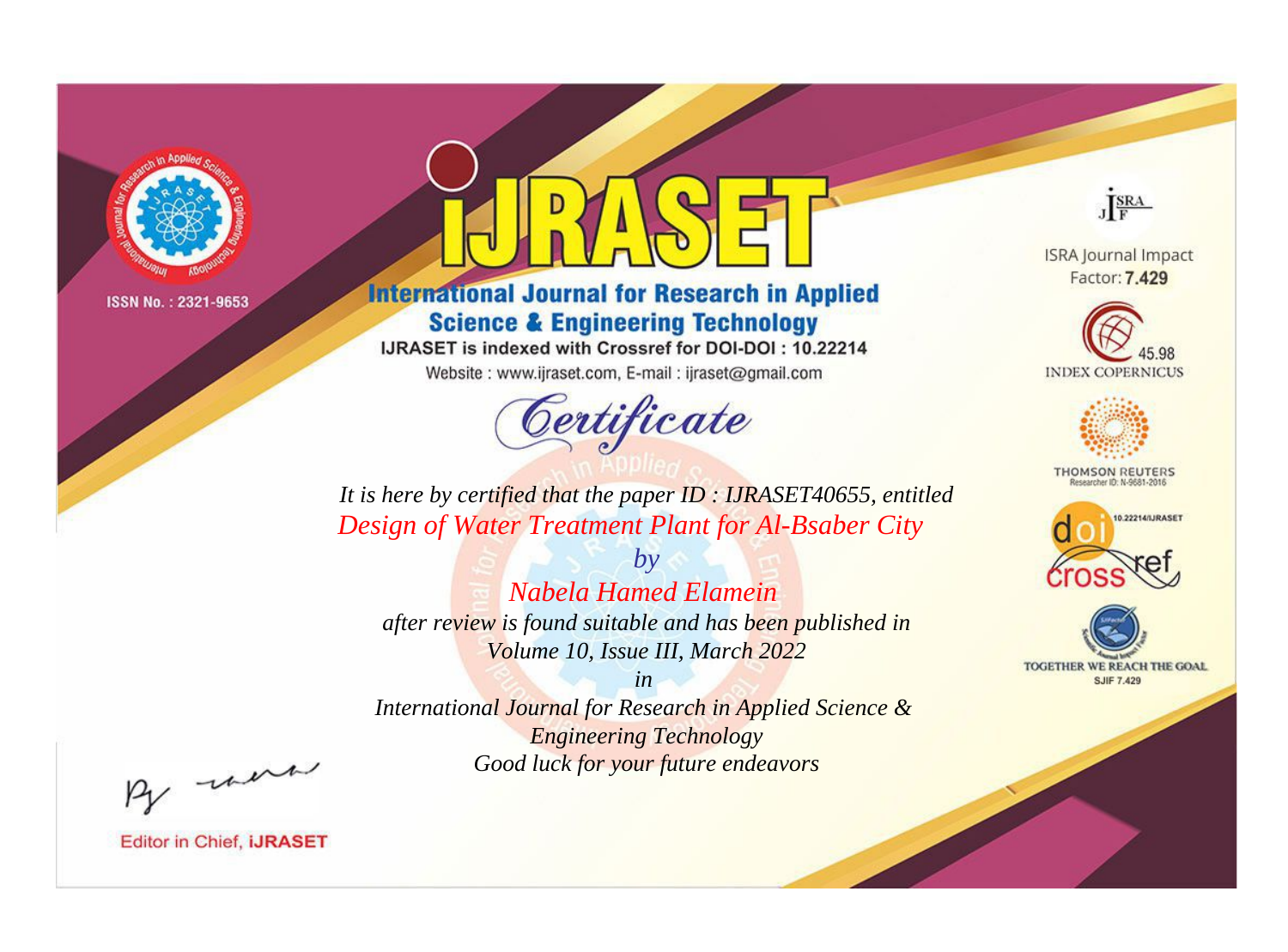ISSN No. : 2321-9653

# International Journal for Research in Applied Science & Engineering Technology

IJRASET is indexed with Crossref for DOI-DOI : 10.22214

Website : www.ijraset.com, E-mail : ijraset@gmail.com

## Certificate

*It is here by certified that the paper ID : IJRASET40655, entitled*

*Design of Water Treatment Plant for Al-Bsaber City*

*by*

*Nabela Hamed Elamein*

*after review is found suitable and has been published in*

*Volume 10, Issue III, March 2022*

*in*

*International Journal for Research in Applied Science & Engineering Technology*

*Good luck for your future endeavors*

ISRA Journal Impact Factor: **7.429**

45.98 INDEX COPERNICUS

THOMSON REUTERS Researcher ID: N-9681-2016

10.22214/IJRASET

TOGETHER WE REACH THE GOAL SJIF 7.429

Editor in Chief, **iJRASET**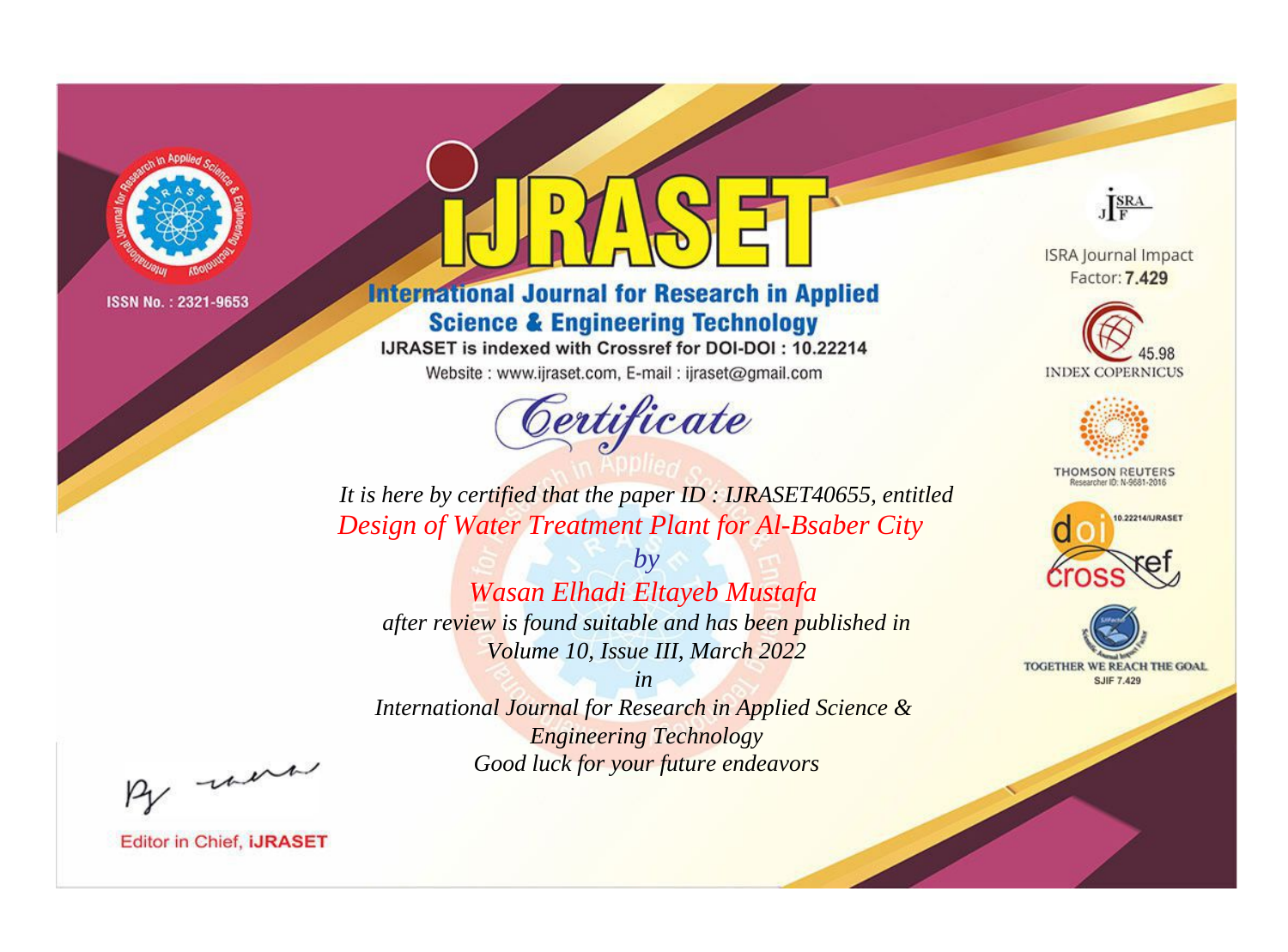ISSN No. : 2321-9653

# iJRASET

## International Journal for Research in Applied Science & Engineering Technology

IJRASET is indexed with Crossref for DOI-DOI : 10.22214

Website : www.ijraset.com, E-mail : ijraset@gmail.com

ISRA Journal Impact Factor: **7.429**

45.98 INDEX COPERNICUS

THOMSON REUTERS Researcher ID: N-9681-2016

10.22214/IJRASET

TOGETHER WE REACH THE GOAL SJIF 7.429

*Certificate*

*It is here by certified that the paper ID : IJRASET40655, entitled*

*Design of Water Treatment Plant for Al-Bsaber City*

*by*

*Wasan Elhadi Eltayeb Mustafa*

*after review is found suitable and has been published in*

*Volume 10, Issue III, March 2022*

*in*

*International Journal for Research in Applied Science & Engineering Technology*

*Good luck for your future endeavors*

Editor in Chief, **iJRASET**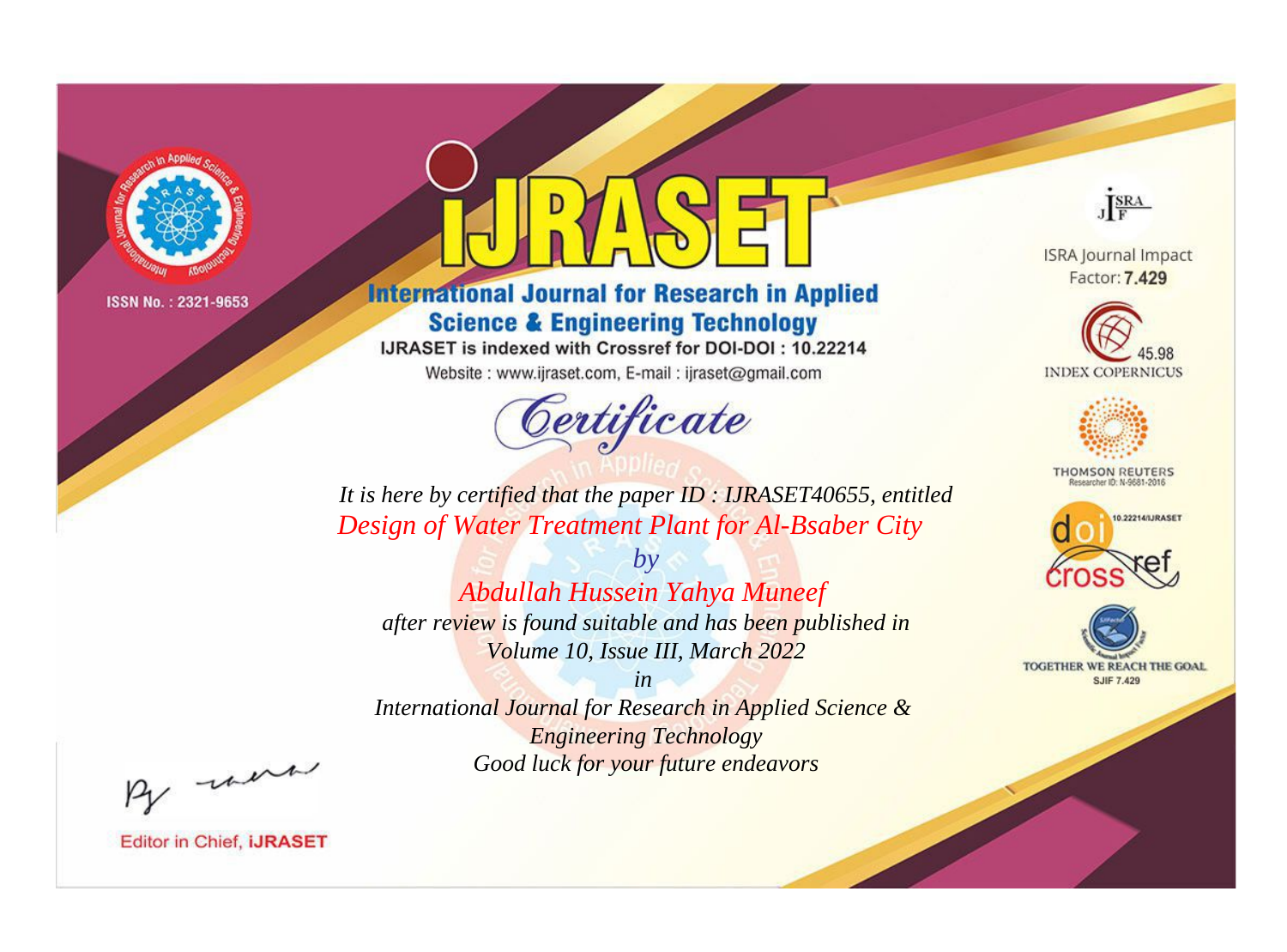ISSN No. : 2321-9653

# IJRASET

## International Journal for Research in Applied Science & Engineering Technology

IJRASET is indexed with Crossref for DOI-DOI : 10.22214

Website : www.ijraset.com, E-mail : ijraset@gmail.com

# Certificate

*It is here by certified that the paper ID : IJRASET40655, entitled*

*Design of Water Treatment Plant for Al-Bsaber City*

*by*

*Abdullah Hussein Yahya Muneef*

*after review is found suitable and has been published in*

*Volume 10, Issue III, March 2022*

*in*

*International Journal for Research in Applied Science & Engineering Technology*

*Good luck for your future endeavors*

ISRA Journal Impact Factor: **7.429**

45.98 INDEX COPERNICUS

THOMSON REUTERS Researcher ID: N-9681-2016

10.22214/IJRASET

TOGETHER WE REACH THE GOAL SJIF 7.429

Editor in Chief, **iJRASET**